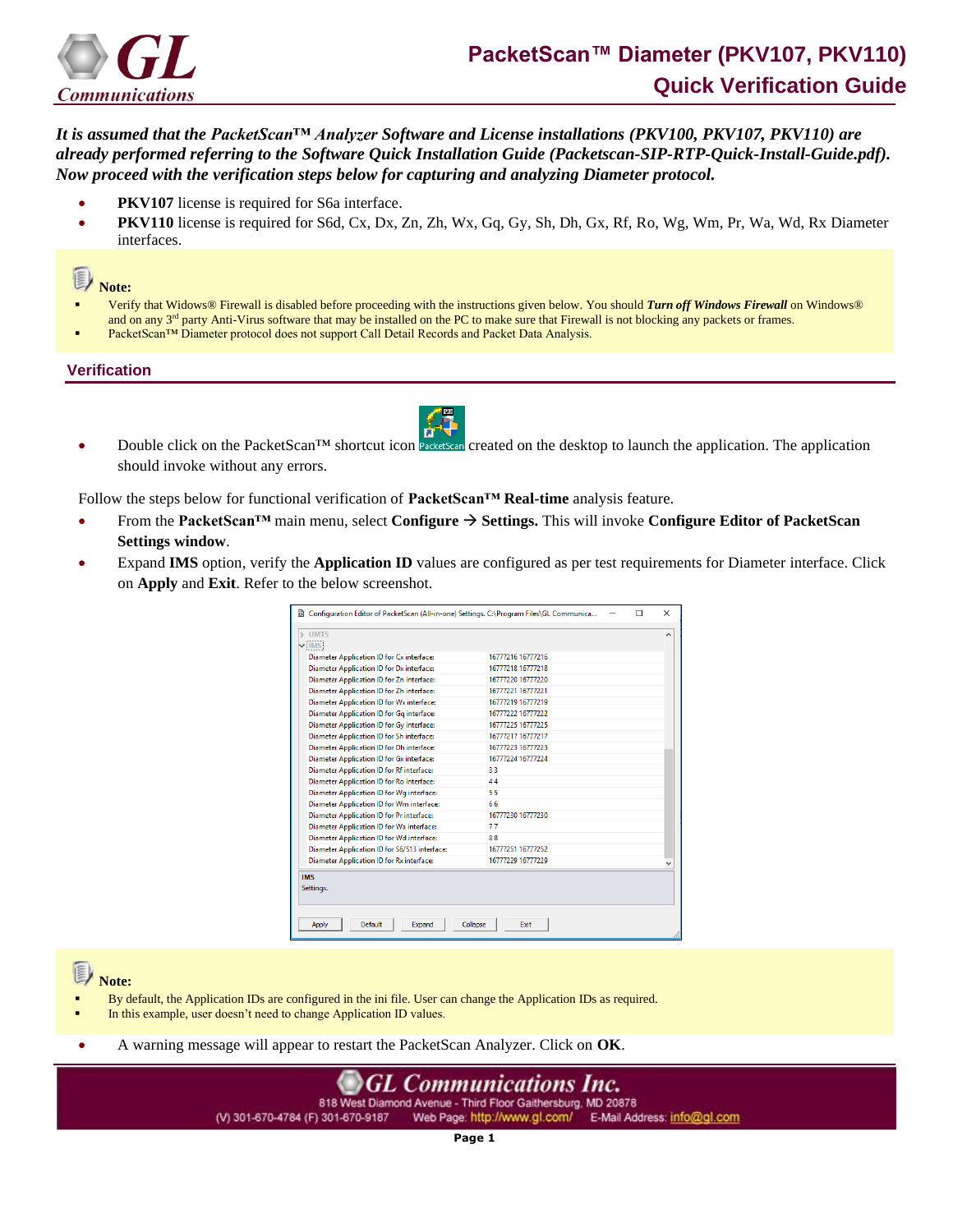# PacketScan™ Diameter (PKV107, PKV110)

## Quick Verification Guide

***It is assumed that the PacketScan™ Analyzer Software and License installations (PKV100, PKV107, PKV110) are already performed referring to the Software Quick Installation Guide (Packetscan-SIP-RTP-Quick-Install-Guide.pdf). Now proceed with the verification steps below for capturing and analyzing Diameter protocol.***

- **PKV107** license is required for S6a interface.
- **PKV110** license is required for S6d, Cx, Dx, Zn, Zh, Wx, Gq, Gy, Sh, Dh, Gx, Rf, Ro, Wg, Wm, Pr, Wa, Wd, Rx Diameter interfaces.

**Note:**

- Verify that Widows® Firewall is disabled before proceeding with the instructions given below. You should ***Turn off Windows Firewall*** on Windows® and on any 3rd party Anti-Virus software that may be installed on the PC to make sure that Firewall is not blocking any packets or frames.
- PacketScan™ Diameter protocol does not support Call Detail Records and Packet Data Analysis.

## Verification

- Double click on the PacketScan™ shortcut icon created on the desktop to launch the application. The application should invoke without any errors.

Follow the steps below for functional verification of **PacketScan™ Real-time** analysis feature.

- From the **PacketScan™** main menu, select **Configure → Settings.** This will invoke **Configure Editor of PacketScan Settings window**.
- Expand **IMS** option, verify the **Application ID** values are configured as per test requirements for Diameter interface. Click on **Apply** and **Exit**. Refer to the below screenshot.

Configuration Editor of PacketScan (All-in-one) Settings. C:\Program Files\GL Communica...

| Setting | Value |
|---|---|
| Diameter Application ID for Cx interface: | 16777216 16777216 |
| Diameter Application ID for Dx interface: | 16777218 16777218 |
| Diameter Application ID for Zn interface: | 16777220 16777220 |
| Diameter Application ID for Zh interface: | 16777221 16777221 |
| Diameter Application ID for Wx interface: | 16777219 16777219 |
| Diameter Application ID for Gq interface: | 16777222 16777222 |
| Diameter Application ID for Gy interface: | 16777225 16777225 |
| Diameter Application ID for Sh interface: | 16777217 16777217 |
| Diameter Application ID for Dh interface: | 16777223 16777223 |
| Diameter Application ID for Gx interface: | 16777224 16777224 |
| Diameter Application ID for Rf interface: | 3 3 |
| Diameter Application ID for Ro interface: | 4 4 |
| Diameter Application ID for Wg interface: | 5 5 |
| Diameter Application ID for Wm interface: | 6 6 |
| Diameter Application ID for Pr interface: | 16777230 16777230 |
| Diameter Application ID for Wa interface: | 7 7 |
| Diameter Application ID for Wd interface: | 8 8 |
| Diameter Application ID for S6/S13 interface: | 16777251 16777252 |
| Diameter Application ID for Rx interface: | 16777229 16777229 |

IMS
Settings.

Apply | Default | Expand | Collapse | Exit

**Note:**

- By default, the Application IDs are configured in the ini file. User can change the Application IDs as required.
- In this example, user doesn't need to change Application ID values.

- A warning message will appear to restart the PacketScan Analyzer. Click on **OK**.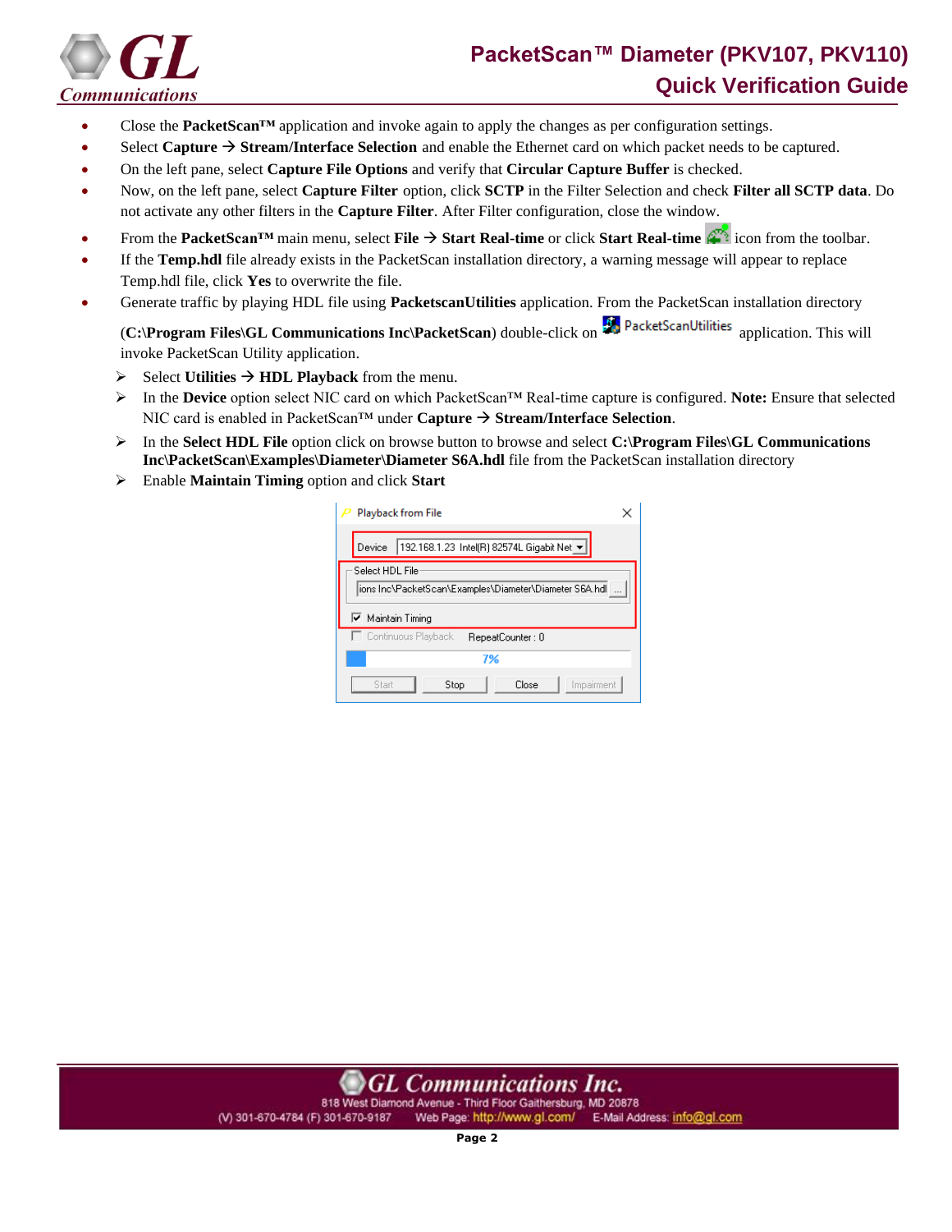- Close the **PacketScan™** application and invoke again to apply the changes as per configuration settings.
- Select **Capture → Stream/Interface Selection** and enable the Ethernet card on which packet needs to be captured.
- On the left pane, select **Capture File Options** and verify that **Circular Capture Buffer** is checked.
- Now, on the left pane, select **Capture Filter** option, click **SCTP** in the Filter Selection and check **Filter all SCTP data**. Do not activate any other filters in the **Capture Filter**. After Filter configuration, close the window.
- From the **PacketScan™** main menu, select **File → Start Real-time** or click **Start Real-time** icon from the toolbar.
- If the **Temp.hdl** file already exists in the PacketScan installation directory, a warning message will appear to replace Temp.hdl file, click **Yes** to overwrite the file.
- Generate traffic by playing HDL file using **PacketscanUtilities** application. From the PacketScan installation directory (**C:\Program Files\GL Communications Inc\PacketScan**) double-click on PacketScanUtilities application. This will invoke PacketScan Utility application.
  - Select **Utilities → HDL Playback** from the menu.
  - In the **Device** option select NIC card on which PacketScan™ Real-time capture is configured. **Note:** Ensure that selected NIC card is enabled in PacketScan™ under **Capture → Stream/Interface Selection**.
  - In the **Select HDL File** option click on browse button to browse and select **C:\Program Files\GL Communications Inc\PacketScan\Examples\Diameter\Diameter S6A.hdl** file from the PacketScan installation directory
  - Enable **Maintain Timing** option and click **Start**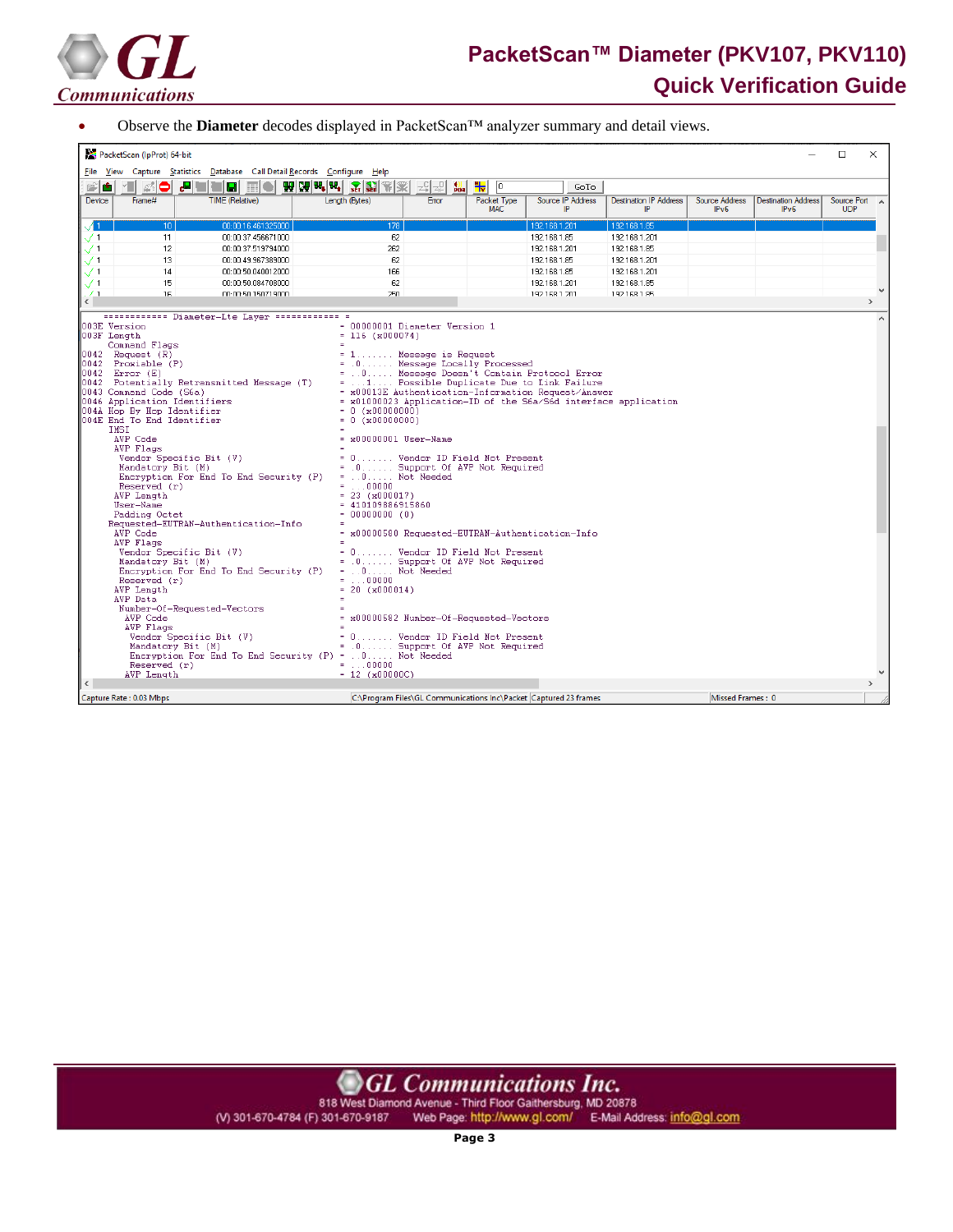- Observe the **Diameter** decodes displayed in PacketScan™ analyzer summary and detail views.